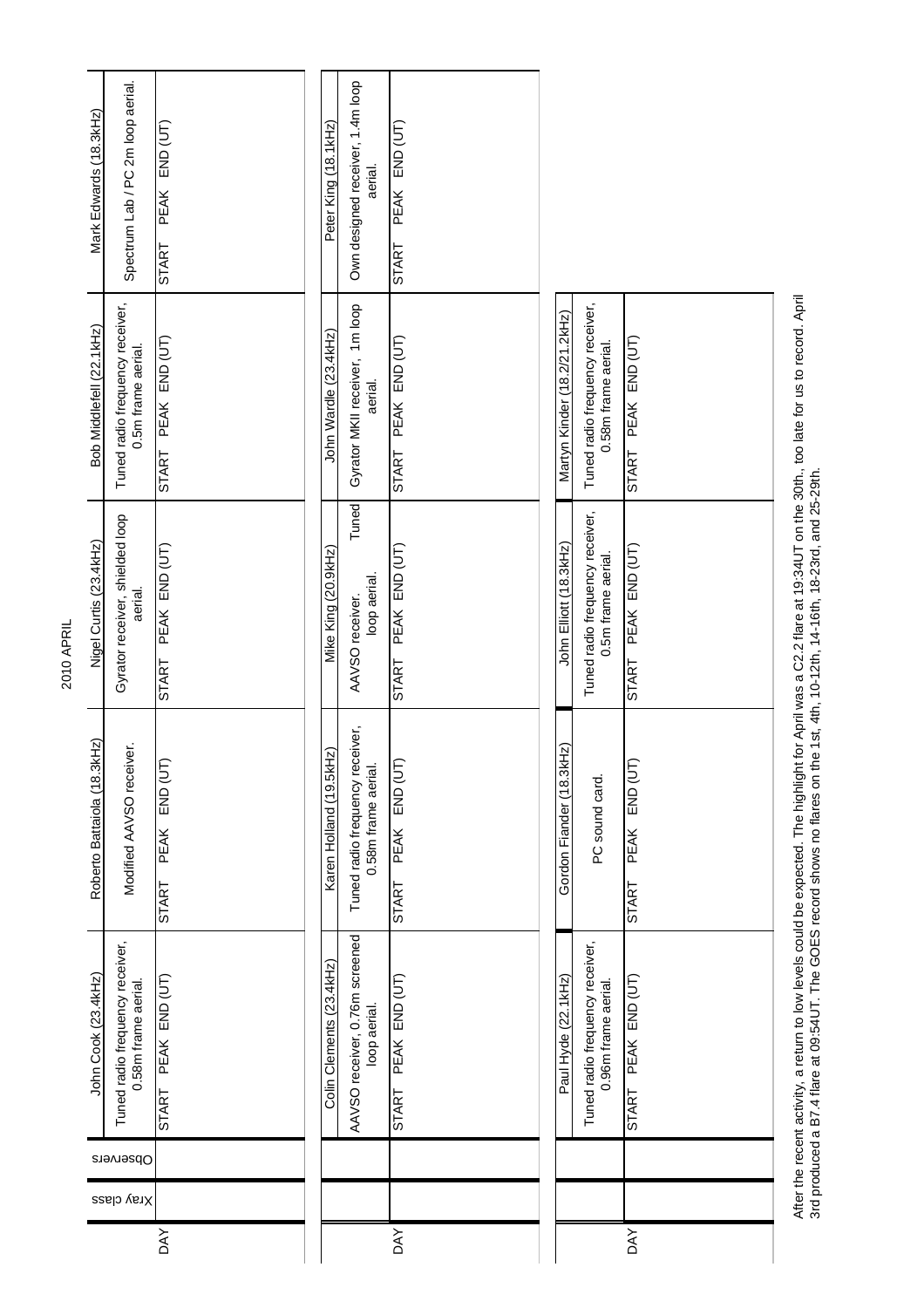# 2010 APRIL

| DAY | Xray class | Observers | John Cook (23.4kHz) | Roberto Battaiola (18.3kHz) | Nigel Curtis (23.4kHz) | Bob Middlefell (22.1kHz) | Mark Edwards (18.3kHz) |
|---|---|---|---|---|---|---|---|
| | | | Tuned radio frequency receiver, 0.58m frame aerial. | Modified AAVSO receiver. | Gyrator receiver, shielded loop aerial. | Tuned radio frequency receiver, 0.5m frame aerial. | Spectrum Lab / PC 2m loop aerial. |
| | | | START PEAK END (UT) | START PEAK END (UT) | START PEAK END (UT) | START PEAK END (UT) | START PEAK END (UT) |

| DAY | Xray class | Observers | Colin Clements (23.4kHz) | Karen Holland (19.5kHz) | Mike King (20.9kHz) | John Wardle (23.4kHz) | Peter King (18.1kHz) |
|---|---|---|---|---|---|---|---|
| | | | AAVSO receiver, 0.76m screened loop aerial. | Tuned radio frequency receiver, 0.58m frame aerial. | AAVSO receiver. Tuned loop aerial. | Gyrator MKII receiver, 1m loop aerial. | Own designed receiver, 1.4m loop aerial. |
| | | | START PEAK END (UT) | START PEAK END (UT) | START PEAK END (UT) | START PEAK END (UT) | START PEAK END (UT) |

| DAY | Xray class | Observers | Paul Hyde (22.1kHz) | Gordon Fiander (18.3kHz) | John Elliott (18.3kHz) | Martyn Kinder (18.2/21.2kHz) |
|---|---|---|---|---|---|---|
| | | | Tuned radio frequency receiver, 0.96m frame aerial. | PC sound card. | Tuned radio frequency receiver, 0.5m frame aerial. | Tuned radio frequency receiver, 0.58m frame aerial. |
| | | | START PEAK END (UT) | START PEAK END (UT) | START PEAK END (UT) | START PEAK END (UT) |

After the recent activity, a return to low levels could be expected. The highlight for April was a C2.2 flare at 19:34UT on the 30th., too late for us to record. April 3rd produced a B7.4 flare at 09:54UT. The GOES record shows no flares on the 1st, 4th, 10-12th, 14-16th, 18-23rd, and 25-29th.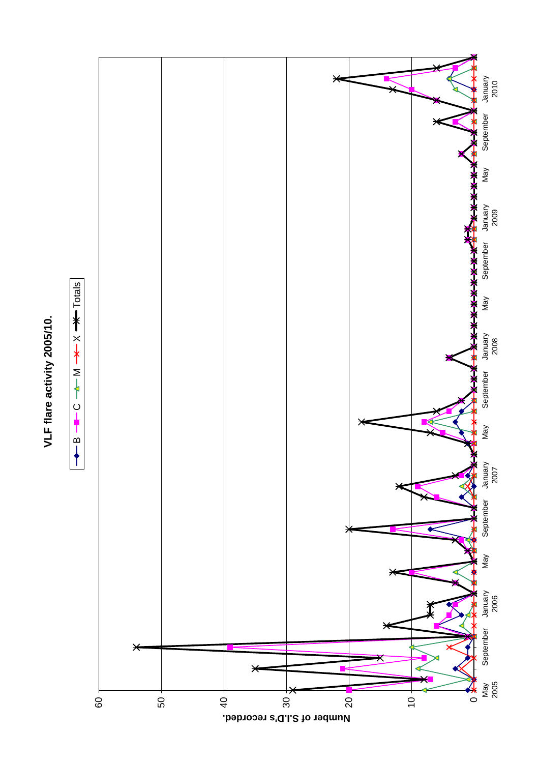**VLF flare activity 2005/10.**

B C M X Totals

Number of S.I.D's recorded.

60
50
40
30
20
10
0

May 2005
September
January 2006
May
September
January 2007
May
September
January 2008
May
September
January 2009
May
September
January 2010